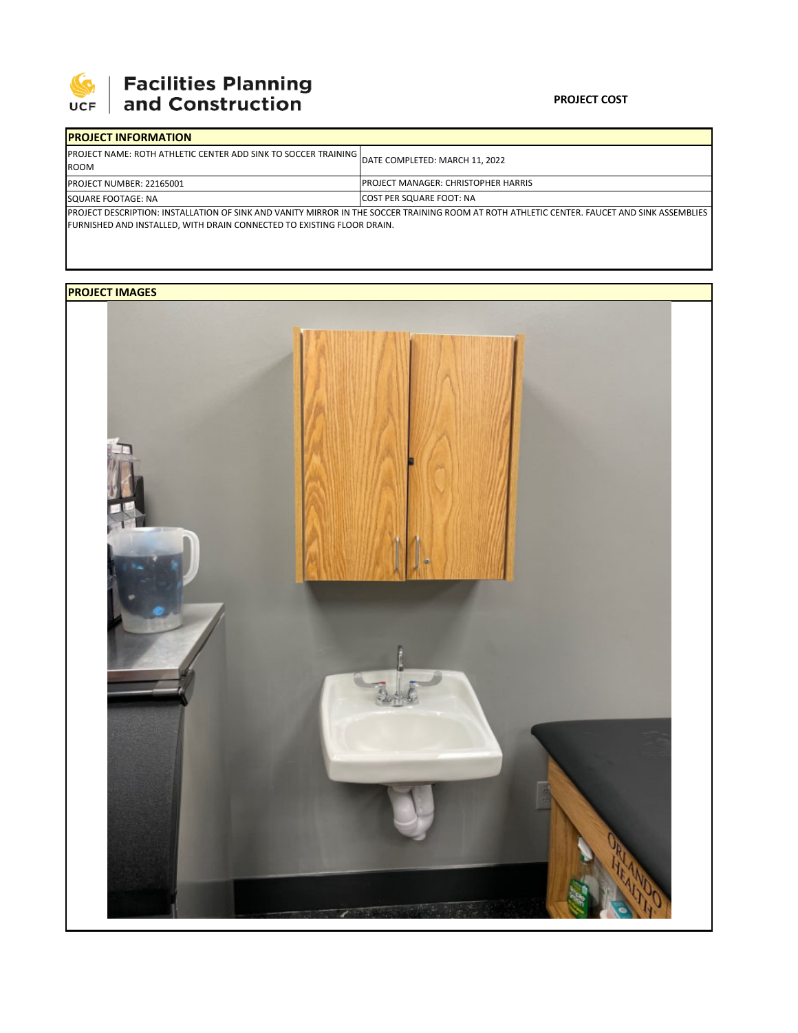**Facilities Planning and Construction**

**PROJECT COST**

| **PROJECT INFORMATION** | |
|---|---|
| PROJECT NAME: ROTH ATHLETIC CENTER ADD SINK TO SOCCER TRAINING ROOM | DATE COMPLETED: MARCH 11, 2022 |
| PROJECT NUMBER: 22165001 | PROJECT MANAGER: CHRISTOPHER HARRIS |
| SQUARE FOOTAGE: NA | COST PER SQUARE FOOT: NA |

PROJECT DESCRIPTION: INSTALLATION OF SINK AND VANITY MIRROR IN THE SOCCER TRAINING ROOM AT ROTH ATHLETIC CENTER. FAUCET AND SINK ASSEMBLIES FURNISHED AND INSTALLED, WITH DRAIN CONNECTED TO EXISTING FLOOR DRAIN.

**PROJECT IMAGES**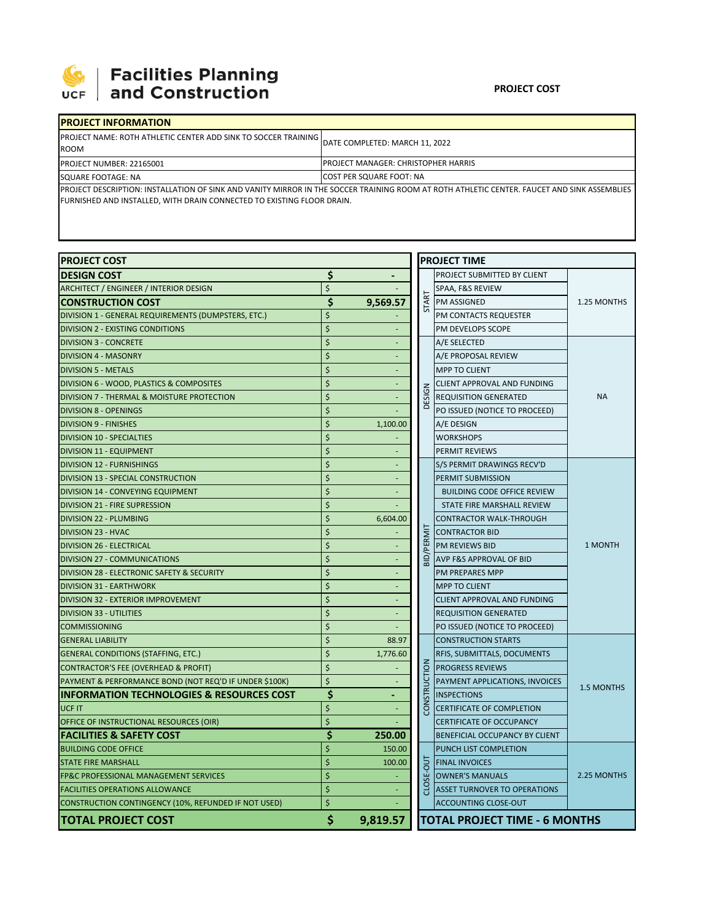Facilities Planning and Construction

**PROJECT COST**

| PROJECT INFORMATION | |
|---|---|
| PROJECT NAME: ROTH ATHLETIC CENTER ADD SINK TO SOCCER TRAINING ROOM | DATE COMPLETED: MARCH 11, 2022 |
| PROJECT NUMBER: 22165001 | PROJECT MANAGER: CHRISTOPHER HARRIS |
| SQUARE FOOTAGE: NA | COST PER SQUARE FOOT: NA |
| PROJECT DESCRIPTION: INSTALLATION OF SINK AND VANITY MIRROR IN THE SOCCER TRAINING ROOM AT ROTH ATHLETIC CENTER. FAUCET AND SINK ASSEMBLIES FURNISHED AND INSTALLED, WITH DRAIN CONNECTED TO EXISTING FLOOR DRAIN. | |

| PROJECT COST | |
|---|---|
| **DESIGN COST** | **$ -** |
| ARCHITECT / ENGINEER / INTERIOR DESIGN | $ - |
| **CONSTRUCTION COST** | **$ 9,569.57** |
| DIVISION 1 - GENERAL REQUIREMENTS (DUMPSTERS, ETC.) | $ - |
| DIVISION 2 - EXISTING CONDITIONS | $ - |
| DIVISION 3 - CONCRETE | $ - |
| DIVISION 4 - MASONRY | $ - |
| DIVISION 5 - METALS | $ - |
| DIVISION 6 - WOOD, PLASTICS & COMPOSITES | $ - |
| DIVISION 7 - THERMAL & MOISTURE PROTECTION | $ - |
| DIVISION 8 - OPENINGS | $ - |
| DIVISION 9 - FINISHES | $ 1,100.00 |
| DIVISION 10 - SPECIALTIES | $ - |
| DIVISION 11 - EQUIPMENT | $ - |
| DIVISION 12 - FURNISHINGS | $ - |
| DIVISION 13 - SPECIAL CONSTRUCTION | $ - |
| DIVISION 14 - CONVEYING EQUIPMENT | $ - |
| DIVISION 21 - FIRE SUPRESSION | $ - |
| DIVISION 22 - PLUMBING | $ 6,604.00 |
| DIVISION 23 - HVAC | $ - |
| DIVISION 26 - ELECTRICAL | $ - |
| DIVISION 27 - COMMUNICATIONS | $ - |
| DIVISION 28 - ELECTRONIC SAFETY & SECURITY | $ - |
| DIVISION 31 - EARTHWORK | $ - |
| DIVISION 32 - EXTERIOR IMPROVEMENT | $ - |
| DIVISION 33 - UTILITIES | $ - |
| COMMISSIONING | $ - |
| GENERAL LIABILITY | $ 88.97 |
| GENERAL CONDITIONS (STAFFING, ETC.) | $ 1,776.60 |
| CONTRACTOR'S FEE (OVERHEAD & PROFIT) | $ - |
| PAYMENT & PERFORMANCE BOND (NOT REQ'D IF UNDER $100K) | $ - |
| **INFORMATION TECHNOLOGIES & RESOURCES COST** | **$ -** |
| UCF IT | $ - |
| OFFICE OF INSTRUCTIONAL RESOURCES (OIR) | $ - |
| **FACILITIES & SAFETY COST** | **$ 250.00** |
| BUILDING CODE OFFICE | $ 150.00 |
| STATE FIRE MARSHALL | $ 100.00 |
| FP&C PROFESSIONAL MANAGEMENT SERVICES | $ - |
| FACILITIES OPERATIONS ALLOWANCE | $ - |
| CONSTRUCTION CONTINGENCY (10%, REFUNDED IF NOT USED) | $ - |
| **TOTAL PROJECT COST** | **$ 9,819.57** |

| PROJECT TIME | | |
|---|---|---|
| START | PROJECT SUBMITTED BY CLIENT | 1.25 MONTHS |
| | SPAA, F&S REVIEW | |
| | PM ASSIGNED | |
| | PM CONTACTS REQUESTER | |
| | PM DEVELOPS SCOPE | |
| DESIGN | A/E SELECTED | NA |
| | A/E PROPOSAL REVIEW | |
| | MPP TO CLIENT | |
| | CLIENT APPROVAL AND FUNDING | |
| | REQUISITION GENERATED | |
| | PO ISSUED (NOTICE TO PROCEED) | |
| | A/E DESIGN | |
| | WORKSHOPS | |
| | PERMIT REVIEWS | |
| BID/PERMIT | S/S PERMIT DRAWINGS RECV'D | 1 MONTH |
| | PERMIT SUBMISSION | |
| | BUILDING CODE OFFICE REVIEW | |
| | STATE FIRE MARSHALL REVIEW | |
| | CONTRACTOR WALK-THROUGH | |
| | CONTRACTOR BID | |
| | PM REVIEWS BID | |
| | AVP F&S APPROVAL OF BID | |
| | PM PREPARES MPP | |
| | MPP TO CLIENT | |
| | CLIENT APPROVAL AND FUNDING | |
| | REQUISITION GENERATED | |
| | PO ISSUED (NOTICE TO PROCEED) | |
| CONSTRUCTION | CONSTRUCTION STARTS | 1.5 MONTHS |
| | RFIS, SUBMITTALS, DOCUMENTS | |
| | PROGRESS REVIEWS | |
| | PAYMENT APPLICATIONS, INVOICES | |
| | INSPECTIONS | |
| | CERTIFICATE OF COMPLETION | |
| | CERTIFICATE OF OCCUPANCY | |
| | BENEFICIAL OCCUPANCY BY CLIENT | |
| CLOSE-OUT | PUNCH LIST COMPLETION | 2.25 MONTHS |
| | FINAL INVOICES | |
| | OWNER'S MANUALS | |
| | ASSET TURNOVER TO OPERATIONS | |
| | ACCOUNTING CLOSE-OUT | |
| **TOTAL PROJECT TIME - 6 MONTHS** | | |